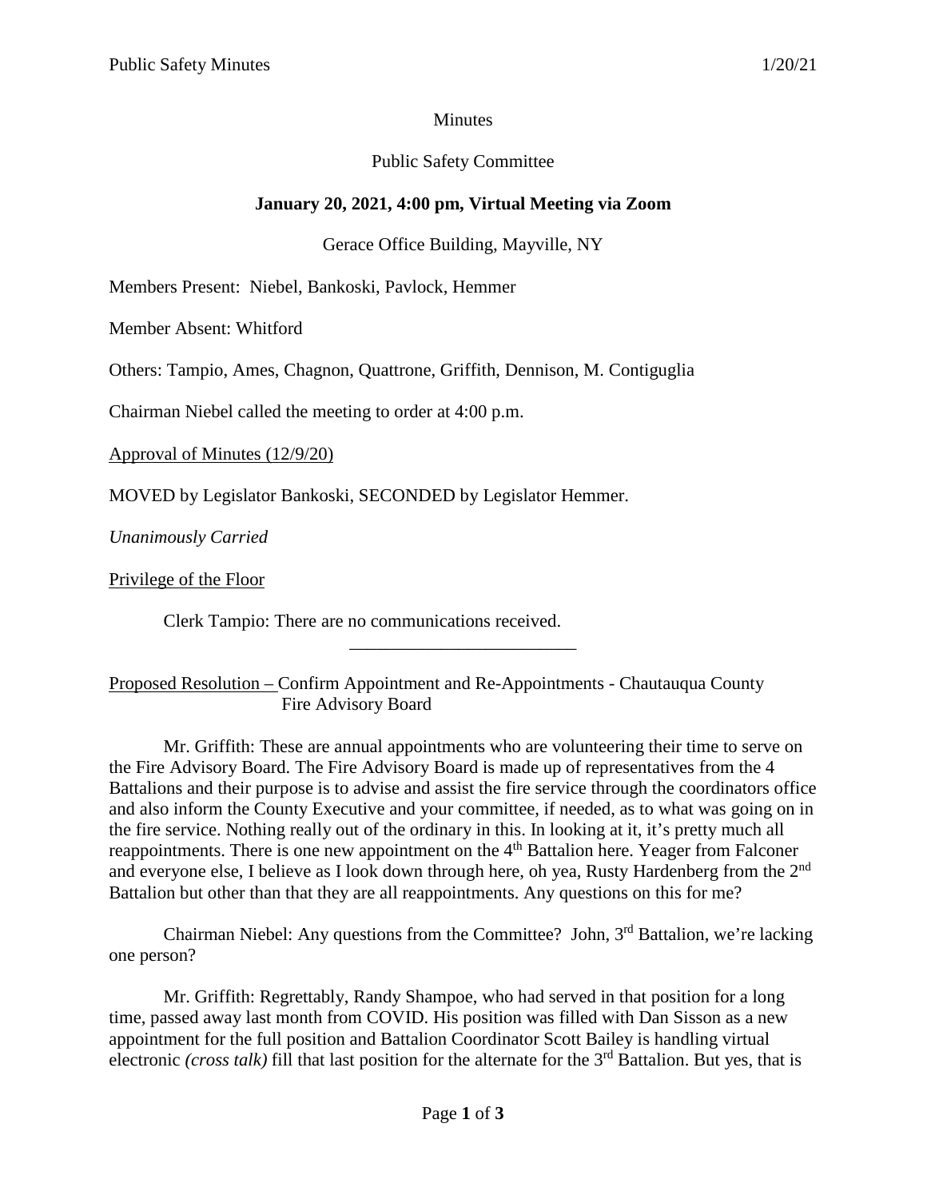Minutes

Public Safety Committee

**January 20, 2021, 4:00 pm, Virtual Meeting via Zoom**

Gerace Office Building, Mayville, NY

Members Present: Niebel, Bankoski, Pavlock, Hemmer

Member Absent: Whitford

Others: Tampio, Ames, Chagnon, Quattrone, Griffith, Dennison, M. Contiguglia

Chairman Niebel called the meeting to order at 4:00 p.m.

Approval of Minutes (12/9/20)

MOVED by Legislator Bankoski, SECONDED by Legislator Hemmer.

*Unanimously Carried*

Privilege of the Floor

Clerk Tampio: There are no communications received.

---

Proposed Resolution – Confirm Appointment and Re-Appointments - Chautauqua County Fire Advisory Board

Mr. Griffith: These are annual appointments who are volunteering their time to serve on the Fire Advisory Board. The Fire Advisory Board is made up of representatives from the 4 Battalions and their purpose is to advise and assist the fire service through the coordinators office and also inform the County Executive and your committee, if needed, as to what was going on in the fire service. Nothing really out of the ordinary in this. In looking at it, it's pretty much all reappointments. There is one new appointment on the 4th Battalion here. Yeager from Falconer and everyone else, I believe as I look down through here, oh yea, Rusty Hardenberg from the 2nd Battalion but other than that they are all reappointments. Any questions on this for me?

Chairman Niebel: Any questions from the Committee? John, 3rd Battalion, we're lacking one person?

Mr. Griffith: Regrettably, Randy Shampoe, who had served in that position for a long time, passed away last month from COVID. His position was filled with Dan Sisson as a new appointment for the full position and Battalion Coordinator Scott Bailey is handling virtual electronic *(cross talk)* fill that last position for the alternate for the 3rd Battalion. But yes, that is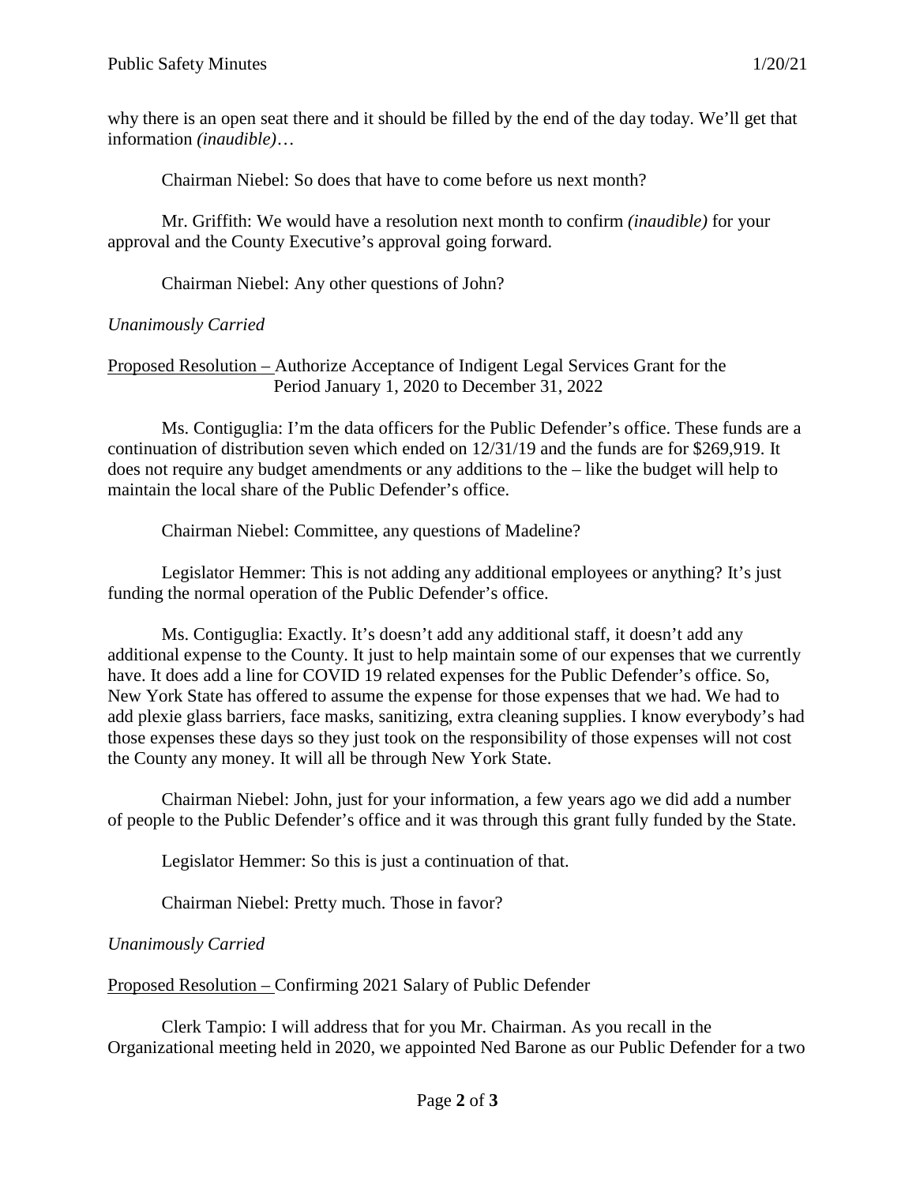why there is an open seat there and it should be filled by the end of the day today. We'll get that information *(inaudible)*…

Chairman Niebel: So does that have to come before us next month?

Mr. Griffith: We would have a resolution next month to confirm *(inaudible)* for your approval and the County Executive's approval going forward.

Chairman Niebel: Any other questions of John?

*Unanimously Carried*

Proposed Resolution – Authorize Acceptance of Indigent Legal Services Grant for the Period January 1, 2020 to December 31, 2022

Ms. Contiguglia: I'm the data officers for the Public Defender's office. These funds are a continuation of distribution seven which ended on 12/31/19 and the funds are for $269,919. It does not require any budget amendments or any additions to the – like the budget will help to maintain the local share of the Public Defender's office.

Chairman Niebel: Committee, any questions of Madeline?

Legislator Hemmer: This is not adding any additional employees or anything? It's just funding the normal operation of the Public Defender's office.

Ms. Contiguglia: Exactly. It's doesn't add any additional staff, it doesn't add any additional expense to the County. It just to help maintain some of our expenses that we currently have. It does add a line for COVID 19 related expenses for the Public Defender's office. So, New York State has offered to assume the expense for those expenses that we had. We had to add plexie glass barriers, face masks, sanitizing, extra cleaning supplies. I know everybody's had those expenses these days so they just took on the responsibility of those expenses will not cost the County any money. It will all be through New York State.

Chairman Niebel: John, just for your information, a few years ago we did add a number of people to the Public Defender's office and it was through this grant fully funded by the State.

Legislator Hemmer: So this is just a continuation of that.

Chairman Niebel: Pretty much. Those in favor?

*Unanimously Carried*

Proposed Resolution – Confirming 2021 Salary of Public Defender

Clerk Tampio: I will address that for you Mr. Chairman. As you recall in the Organizational meeting held in 2020, we appointed Ned Barone as our Public Defender for a two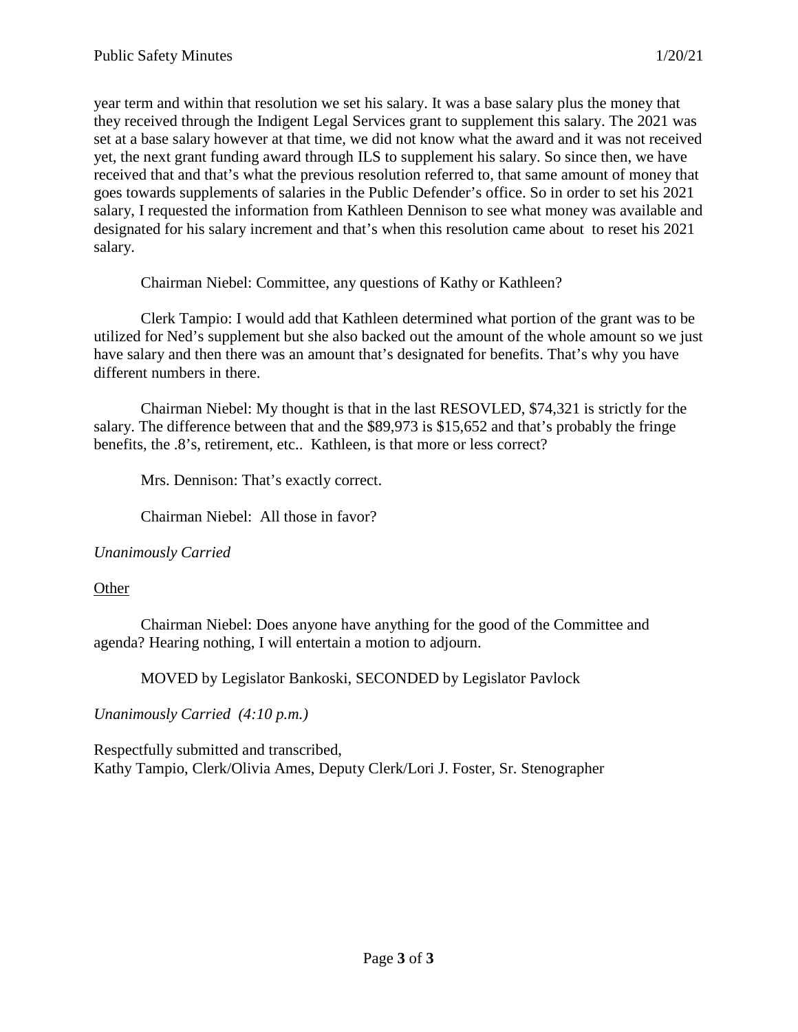year term and within that resolution we set his salary. It was a base salary plus the money that they received through the Indigent Legal Services grant to supplement this salary. The 2021 was set at a base salary however at that time, we did not know what the award and it was not received yet, the next grant funding award through ILS to supplement his salary. So since then, we have received that and that's what the previous resolution referred to, that same amount of money that goes towards supplements of salaries in the Public Defender's office. So in order to set his 2021 salary, I requested the information from Kathleen Dennison to see what money was available and designated for his salary increment and that's when this resolution came about to reset his 2021 salary.

Chairman Niebel: Committee, any questions of Kathy or Kathleen?

Clerk Tampio: I would add that Kathleen determined what portion of the grant was to be utilized for Ned's supplement but she also backed out the amount of the whole amount so we just have salary and then there was an amount that's designated for benefits. That's why you have different numbers in there.

Chairman Niebel: My thought is that in the last RESOVLED, $74,321 is strictly for the salary. The difference between that and the $89,973 is $15,652 and that's probably the fringe benefits, the .8's, retirement, etc.. Kathleen, is that more or less correct?

Mrs. Dennison: That's exactly correct.

Chairman Niebel: All those in favor?

*Unanimously Carried*

<u>Other</u>

Chairman Niebel: Does anyone have anything for the good of the Committee and agenda? Hearing nothing, I will entertain a motion to adjourn.

MOVED by Legislator Bankoski, SECONDED by Legislator Pavlock

*Unanimously Carried (4:10 p.m.)*

Respectfully submitted and transcribed,
Kathy Tampio, Clerk/Olivia Ames, Deputy Clerk/Lori J. Foster, Sr. Stenographer